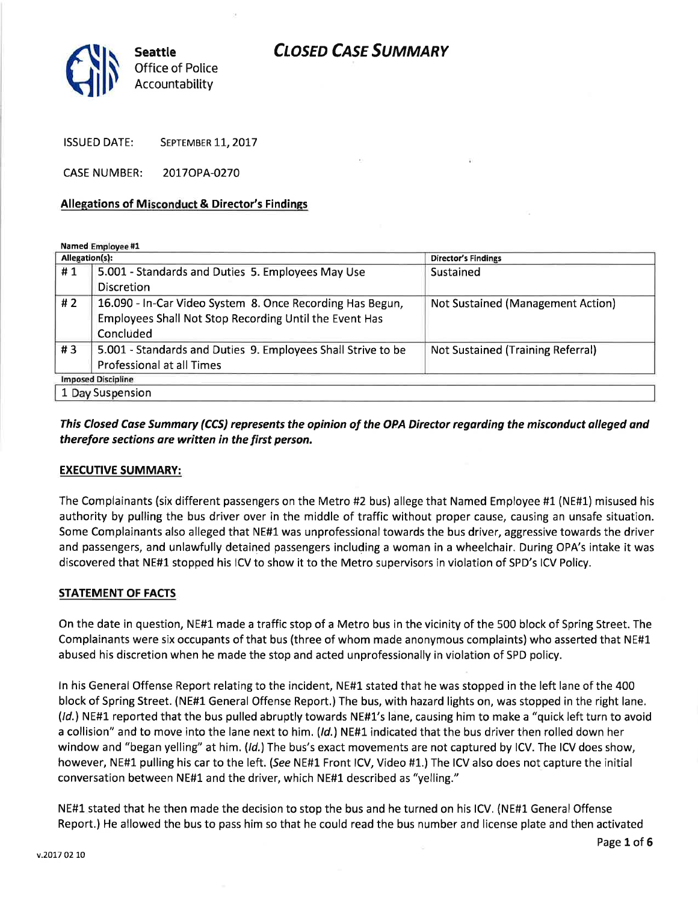**Seattle** Office of Police Accountability

# CLOSED CASE SUMMARY

ISSUED DATE: SEPTEMBER 11, 2017

CASE NUMBER: 2017OPA-0270

## Allegations of Misconduct & Director's Findings

**Named Employee #1**

| Allegation(s): | | Director's Findings |
|---|---|---|
| # 1 | 5.001 - Standards and Duties 5. Employees May Use Discretion | Sustained |
| # 2 | 16.090 - In-Car Video System 8. Once Recording Has Begun, Employees Shall Not Stop Recording Until the Event Has Concluded | Not Sustained (Management Action) |
| # 3 | 5.001 - Standards and Duties 9. Employees Shall Strive to be Professional at all Times | Not Sustained (Training Referral) |
| **Imposed Discipline** | | |
| 1 Day Suspension | | |

***This Closed Case Summary (CCS) represents the opinion of the OPA Director regarding the misconduct alleged and therefore sections are written in the first person.***

## EXECUTIVE SUMMARY:

The Complainants (six different passengers on the Metro #2 bus) allege that Named Employee #1 (NE#1) misused his authority by pulling the bus driver over in the middle of traffic without proper cause, causing an unsafe situation. Some Complainants also alleged that NE#1 was unprofessional towards the bus driver, aggressive towards the driver and passengers, and unlawfully detained passengers including a woman in a wheelchair. During OPA's intake it was discovered that NE#1 stopped his ICV to show it to the Metro supervisors in violation of SPD's ICV Policy.

## STATEMENT OF FACTS

On the date in question, NE#1 made a traffic stop of a Metro bus in the vicinity of the 500 block of Spring Street. The Complainants were six occupants of that bus (three of whom made anonymous complaints) who asserted that NE#1 abused his discretion when he made the stop and acted unprofessionally in violation of SPD policy.

In his General Offense Report relating to the incident, NE#1 stated that he was stopped in the left lane of the 400 block of Spring Street. (NE#1 General Offense Report.) The bus, with hazard lights on, was stopped in the right lane. (*Id.*) NE#1 reported that the bus pulled abruptly towards NE#1's lane, causing him to make a "quick left turn to avoid a collision" and to move into the lane next to him. (*Id.*) NE#1 indicated that the bus driver then rolled down her window and "began yelling" at him. (*Id.*) The bus's exact movements are not captured by ICV. The ICV does show, however, NE#1 pulling his car to the left. (*See* NE#1 Front ICV, Video #1.) The ICV also does not capture the initial conversation between NE#1 and the driver, which NE#1 described as "yelling."

NE#1 stated that he then made the decision to stop the bus and he turned on his ICV. (NE#1 General Offense Report.) He allowed the bus to pass him so that he could read the bus number and license plate and then activated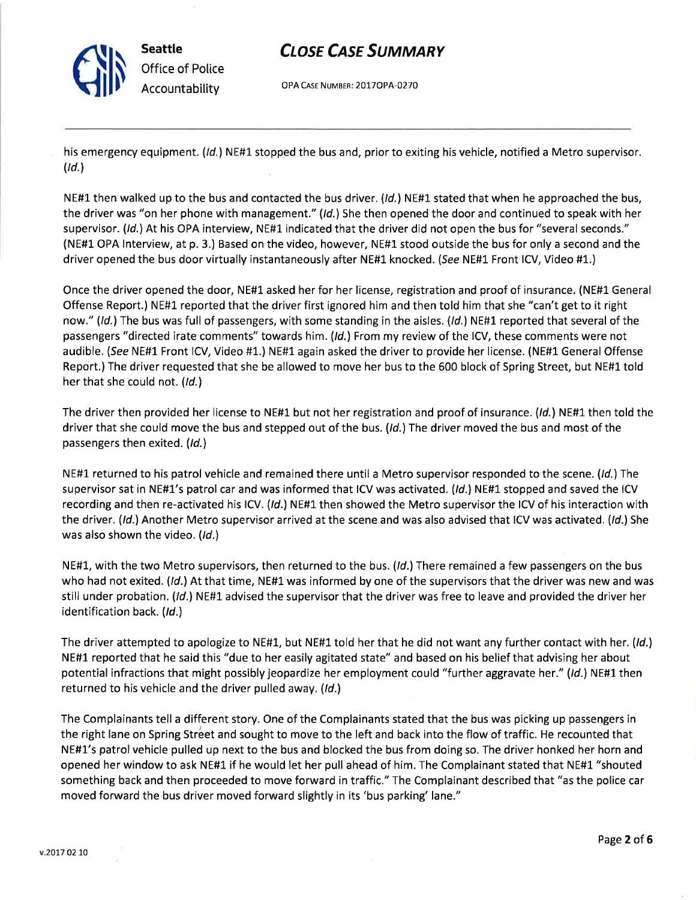his emergency equipment. (*Id.*) NE#1 stopped the bus and, prior to exiting his vehicle, notified a Metro supervisor. (*Id.*)

NE#1 then walked up to the bus and contacted the bus driver. (*Id.*) NE#1 stated that when he approached the bus, the driver was "on her phone with management." (*Id.*) She then opened the door and continued to speak with her supervisor. (*Id.*) At his OPA interview, NE#1 indicated that the driver did not open the bus for "several seconds." (NE#1 OPA Interview, at p. 3.) Based on the video, however, NE#1 stood outside the bus for only a second and the driver opened the bus door virtually instantaneously after NE#1 knocked. (*See* NE#1 Front ICV, Video #1.)

Once the driver opened the door, NE#1 asked her for her license, registration and proof of insurance. (NE#1 General Offense Report.) NE#1 reported that the driver first ignored him and then told him that she "can't get to it right now." (*Id.*) The bus was full of passengers, with some standing in the aisles. (*Id.*) NE#1 reported that several of the passengers "directed irate comments" towards him. (*Id.*) From my review of the ICV, these comments were not audible. (*See* NE#1 Front ICV, Video #1.) NE#1 again asked the driver to provide her license. (NE#1 General Offense Report.) The driver requested that she be allowed to move her bus to the 600 block of Spring Street, but NE#1 told her that she could not. (*Id.*)

The driver then provided her license to NE#1 but not her registration and proof of insurance. (*Id.*) NE#1 then told the driver that she could move the bus and stepped out of the bus. (*Id.*) The driver moved the bus and most of the passengers then exited. (*Id.*)

NE#1 returned to his patrol vehicle and remained there until a Metro supervisor responded to the scene. (*Id.*) The supervisor sat in NE#1's patrol car and was informed that ICV was activated. (*Id.*) NE#1 stopped and saved the ICV recording and then re-activated his ICV. (*Id.*) NE#1 then showed the Metro supervisor the ICV of his interaction with the driver. (*Id.*) Another Metro supervisor arrived at the scene and was also advised that ICV was activated. (*Id.*) She was also shown the video. (*Id.*)

NE#1, with the two Metro supervisors, then returned to the bus. (*Id.*) There remained a few passengers on the bus who had not exited. (*Id.*) At that time, NE#1 was informed by one of the supervisors that the driver was new and was still under probation. (*Id.*) NE#1 advised the supervisor that the driver was free to leave and provided the driver her identification back. (*Id.*)

The driver attempted to apologize to NE#1, but NE#1 told her that he did not want any further contact with her. (*Id.*) NE#1 reported that he said this "due to her easily agitated state" and based on his belief that advising her about potential infractions that might possibly jeopardize her employment could "further aggravate her." (*Id.*) NE#1 then returned to his vehicle and the driver pulled away. (*Id.*)

The Complainants tell a different story. One of the Complainants stated that the bus was picking up passengers in the right lane on Spring Street and sought to move to the left and back into the flow of traffic. He recounted that NE#1's patrol vehicle pulled up next to the bus and blocked the bus from doing so. The driver honked her horn and opened her window to ask NE#1 if he would let her pull ahead of him. The Complainant stated that NE#1 "shouted something back and then proceeded to move forward in traffic." The Complainant described that "as the police car moved forward the bus driver moved forward slightly in its 'bus parking' lane."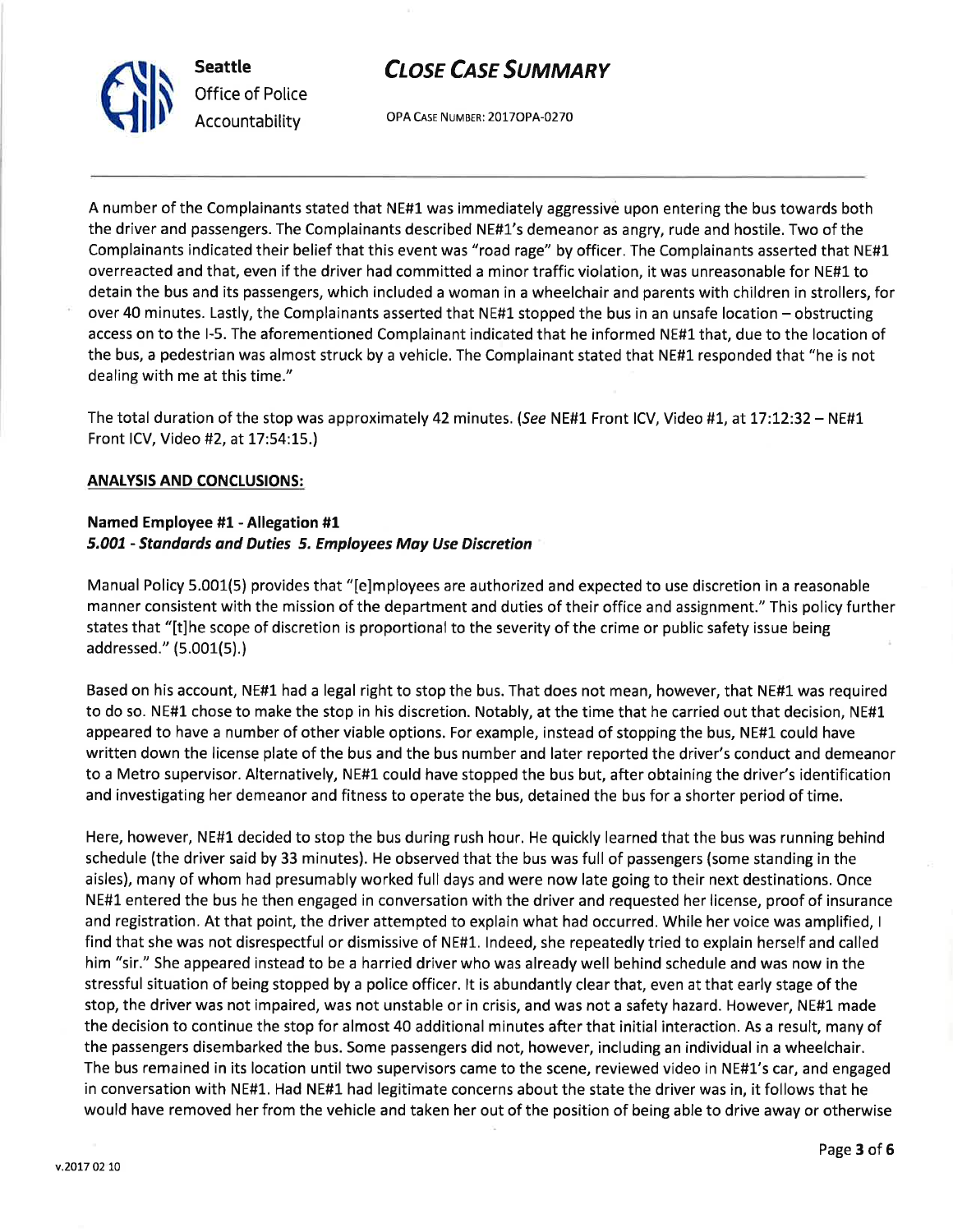A number of the Complainants stated that NE#1 was immediately aggressive upon entering the bus towards both the driver and passengers. The Complainants described NE#1's demeanor as angry, rude and hostile. Two of the Complainants indicated their belief that this event was "road rage" by officer. The Complainants asserted that NE#1 overreacted and that, even if the driver had committed a minor traffic violation, it was unreasonable for NE#1 to detain the bus and its passengers, which included a woman in a wheelchair and parents with children in strollers, for over 40 minutes. Lastly, the Complainants asserted that NE#1 stopped the bus in an unsafe location – obstructing access on to the I-5. The aforementioned Complainant indicated that he informed NE#1 that, due to the location of the bus, a pedestrian was almost struck by a vehicle. The Complainant stated that NE#1 responded that "he is not dealing with me at this time."

The total duration of the stop was approximately 42 minutes. (*See* NE#1 Front ICV, Video #1, at 17:12:32 – NE#1 Front ICV, Video #2, at 17:54:15.)

**ANALYSIS AND CONCLUSIONS:**

**Named Employee #1 - Allegation #1**
***5.001 - Standards and Duties 5. Employees May Use Discretion***

Manual Policy 5.001(5) provides that "[e]mployees are authorized and expected to use discretion in a reasonable manner consistent with the mission of the department and duties of their office and assignment." This policy further states that "[t]he scope of discretion is proportional to the severity of the crime or public safety issue being addressed." (5.001(5).)

Based on his account, NE#1 had a legal right to stop the bus. That does not mean, however, that NE#1 was required to do so. NE#1 chose to make the stop in his discretion. Notably, at the time that he carried out that decision, NE#1 appeared to have a number of other viable options. For example, instead of stopping the bus, NE#1 could have written down the license plate of the bus and the bus number and later reported the driver's conduct and demeanor to a Metro supervisor. Alternatively, NE#1 could have stopped the bus but, after obtaining the driver's identification and investigating her demeanor and fitness to operate the bus, detained the bus for a shorter period of time.

Here, however, NE#1 decided to stop the bus during rush hour. He quickly learned that the bus was running behind schedule (the driver said by 33 minutes). He observed that the bus was full of passengers (some standing in the aisles), many of whom had presumably worked full days and were now late going to their next destinations. Once NE#1 entered the bus he then engaged in conversation with the driver and requested her license, proof of insurance and registration. At that point, the driver attempted to explain what had occurred. While her voice was amplified, I find that she was not disrespectful or dismissive of NE#1. Indeed, she repeatedly tried to explain herself and called him "sir." She appeared instead to be a harried driver who was already well behind schedule and was now in the stressful situation of being stopped by a police officer. It is abundantly clear that, even at that early stage of the stop, the driver was not impaired, was not unstable or in crisis, and was not a safety hazard. However, NE#1 made the decision to continue the stop for almost 40 additional minutes after that initial interaction. As a result, many of the passengers disembarked the bus. Some passengers did not, however, including an individual in a wheelchair. The bus remained in its location until two supervisors came to the scene, reviewed video in NE#1's car, and engaged in conversation with NE#1. Had NE#1 had legitimate concerns about the state the driver was in, it follows that he would have removed her from the vehicle and taken her out of the position of being able to drive away or otherwise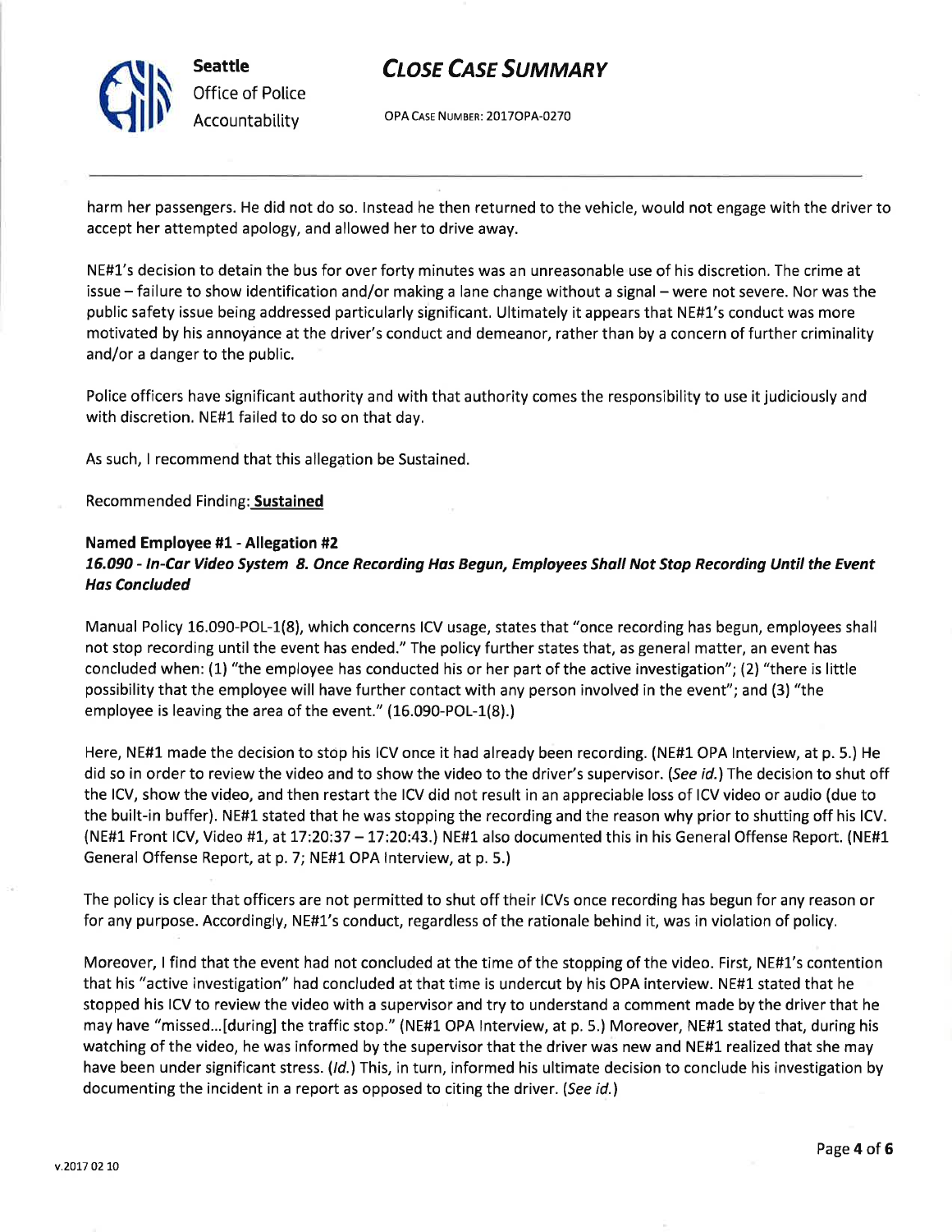harm her passengers. He did not do so. Instead he then returned to the vehicle, would not engage with the driver to accept her attempted apology, and allowed her to drive away.

NE#1's decision to detain the bus for over forty minutes was an unreasonable use of his discretion. The crime at issue – failure to show identification and/or making a lane change without a signal – were not severe. Nor was the public safety issue being addressed particularly significant. Ultimately it appears that NE#1's conduct was more motivated by his annoyance at the driver's conduct and demeanor, rather than by a concern of further criminality and/or a danger to the public.

Police officers have significant authority and with that authority comes the responsibility to use it judiciously and with discretion. NE#1 failed to do so on that day.

As such, I recommend that this allegation be Sustained.

Recommended Finding: **Sustained**

**Named Employee #1 - Allegation #2**
***16.090 - In-Car Video System 8. Once Recording Has Begun, Employees Shall Not Stop Recording Until the Event Has Concluded***

Manual Policy 16.090-POL-1(8), which concerns ICV usage, states that "once recording has begun, employees shall not stop recording until the event has ended." The policy further states that, as general matter, an event has concluded when: (1) "the employee has conducted his or her part of the active investigation"; (2) "there is little possibility that the employee will have further contact with any person involved in the event"; and (3) "the employee is leaving the area of the event." (16.090-POL-1(8).)

Here, NE#1 made the decision to stop his ICV once it had already been recording. (NE#1 OPA Interview, at p. 5.) He did so in order to review the video and to show the video to the driver's supervisor. (*See id.*) The decision to shut off the ICV, show the video, and then restart the ICV did not result in an appreciable loss of ICV video or audio (due to the built-in buffer). NE#1 stated that he was stopping the recording and the reason why prior to shutting off his ICV. (NE#1 Front ICV, Video #1, at 17:20:37 – 17:20:43.) NE#1 also documented this in his General Offense Report. (NE#1 General Offense Report, at p. 7; NE#1 OPA Interview, at p. 5.)

The policy is clear that officers are not permitted to shut off their ICVs once recording has begun for any reason or for any purpose. Accordingly, NE#1's conduct, regardless of the rationale behind it, was in violation of policy.

Moreover, I find that the event had not concluded at the time of the stopping of the video. First, NE#1's contention that his "active investigation" had concluded at that time is undercut by his OPA interview. NE#1 stated that he stopped his ICV to review the video with a supervisor and try to understand a comment made by the driver that he may have "missed...[during] the traffic stop." (NE#1 OPA Interview, at p. 5.) Moreover, NE#1 stated that, during his watching of the video, he was informed by the supervisor that the driver was new and NE#1 realized that she may have been under significant stress. (*Id.*) This, in turn, informed his ultimate decision to conclude his investigation by documenting the incident in a report as opposed to citing the driver. (*See id.*)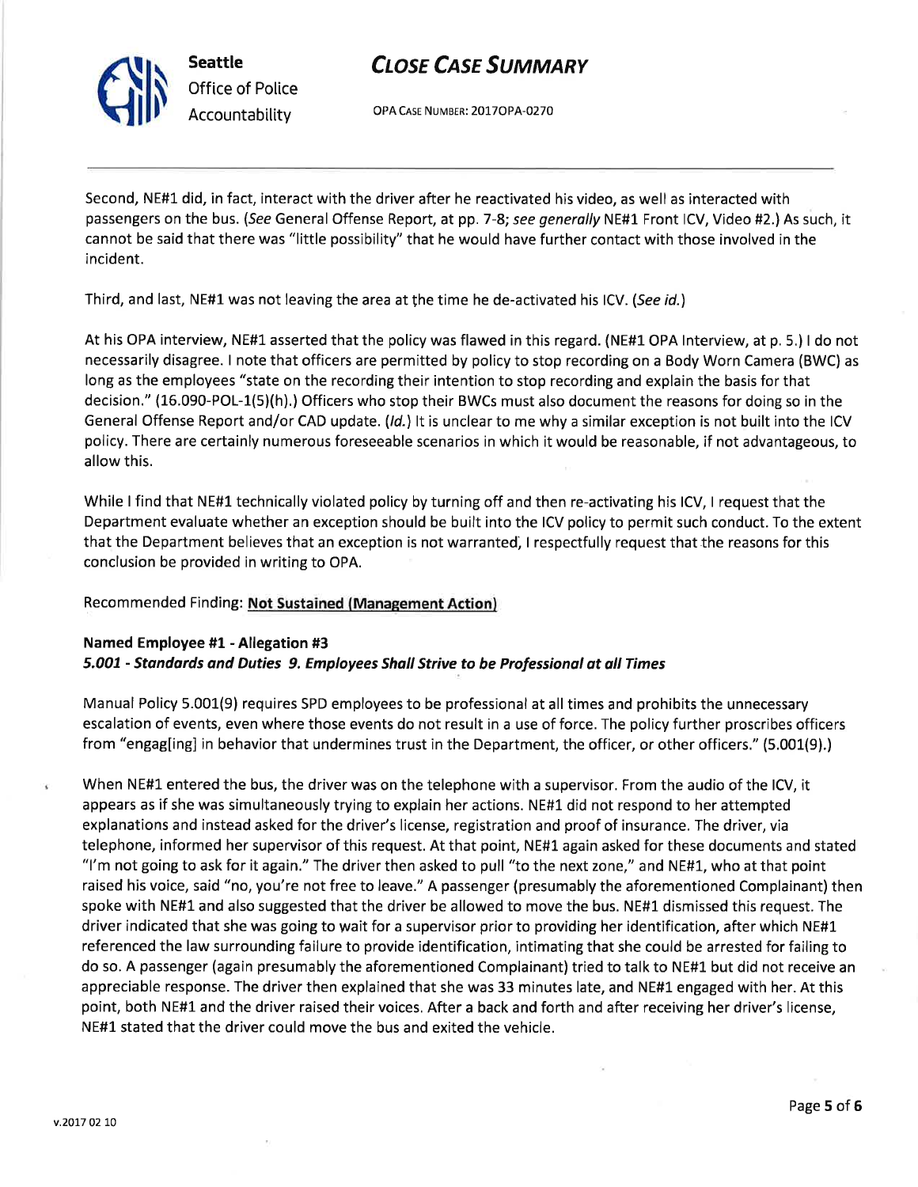Second, NE#1 did, in fact, interact with the driver after he reactivated his video, as well as interacted with passengers on the bus. (*See* General Offense Report, at pp. 7-8; *see generally* NE#1 Front ICV, Video #2.) As such, it cannot be said that there was "little possibility" that he would have further contact with those involved in the incident.

Third, and last, NE#1 was not leaving the area at the time he de-activated his ICV. (*See id.*)

At his OPA interview, NE#1 asserted that the policy was flawed in this regard. (NE#1 OPA Interview, at p. 5.) I do not necessarily disagree. I note that officers are permitted by policy to stop recording on a Body Worn Camera (BWC) as long as the employees "state on the recording their intention to stop recording and explain the basis for that decision." (16.090-POL-1(5)(h).) Officers who stop their BWCs must also document the reasons for doing so in the General Offense Report and/or CAD update. (*Id.*) It is unclear to me why a similar exception is not built into the ICV policy. There are certainly numerous foreseeable scenarios in which it would be reasonable, if not advantageous, to allow this.

While I find that NE#1 technically violated policy by turning off and then re-activating his ICV, I request that the Department evaluate whether an exception should be built into the ICV policy to permit such conduct. To the extent that the Department believes that an exception is not warranted, I respectfully request that the reasons for this conclusion be provided in writing to OPA.

Recommended Finding: **Not Sustained (Management Action)**

**Named Employee #1 - Allegation #3**
***5.001 - Standards and Duties 9. Employees Shall Strive to be Professional at all Times***

Manual Policy 5.001(9) requires SPD employees to be professional at all times and prohibits the unnecessary escalation of events, even where those events do not result in a use of force. The policy further proscribes officers from "engag[ing] in behavior that undermines trust in the Department, the officer, or other officers." (5.001(9).)

When NE#1 entered the bus, the driver was on the telephone with a supervisor. From the audio of the ICV, it appears as if she was simultaneously trying to explain her actions. NE#1 did not respond to her attempted explanations and instead asked for the driver's license, registration and proof of insurance. The driver, via telephone, informed her supervisor of this request. At that point, NE#1 again asked for these documents and stated "I'm not going to ask for it again." The driver then asked to pull "to the next zone," and NE#1, who at that point raised his voice, said "no, you're not free to leave." A passenger (presumably the aforementioned Complainant) then spoke with NE#1 and also suggested that the driver be allowed to move the bus. NE#1 dismissed this request. The driver indicated that she was going to wait for a supervisor prior to providing her identification, after which NE#1 referenced the law surrounding failure to provide identification, intimating that she could be arrested for failing to do so. A passenger (again presumably the aforementioned Complainant) tried to talk to NE#1 but did not receive an appreciable response. The driver then explained that she was 33 minutes late, and NE#1 engaged with her. At this point, both NE#1 and the driver raised their voices. After a back and forth and after receiving her driver's license, NE#1 stated that the driver could move the bus and exited the vehicle.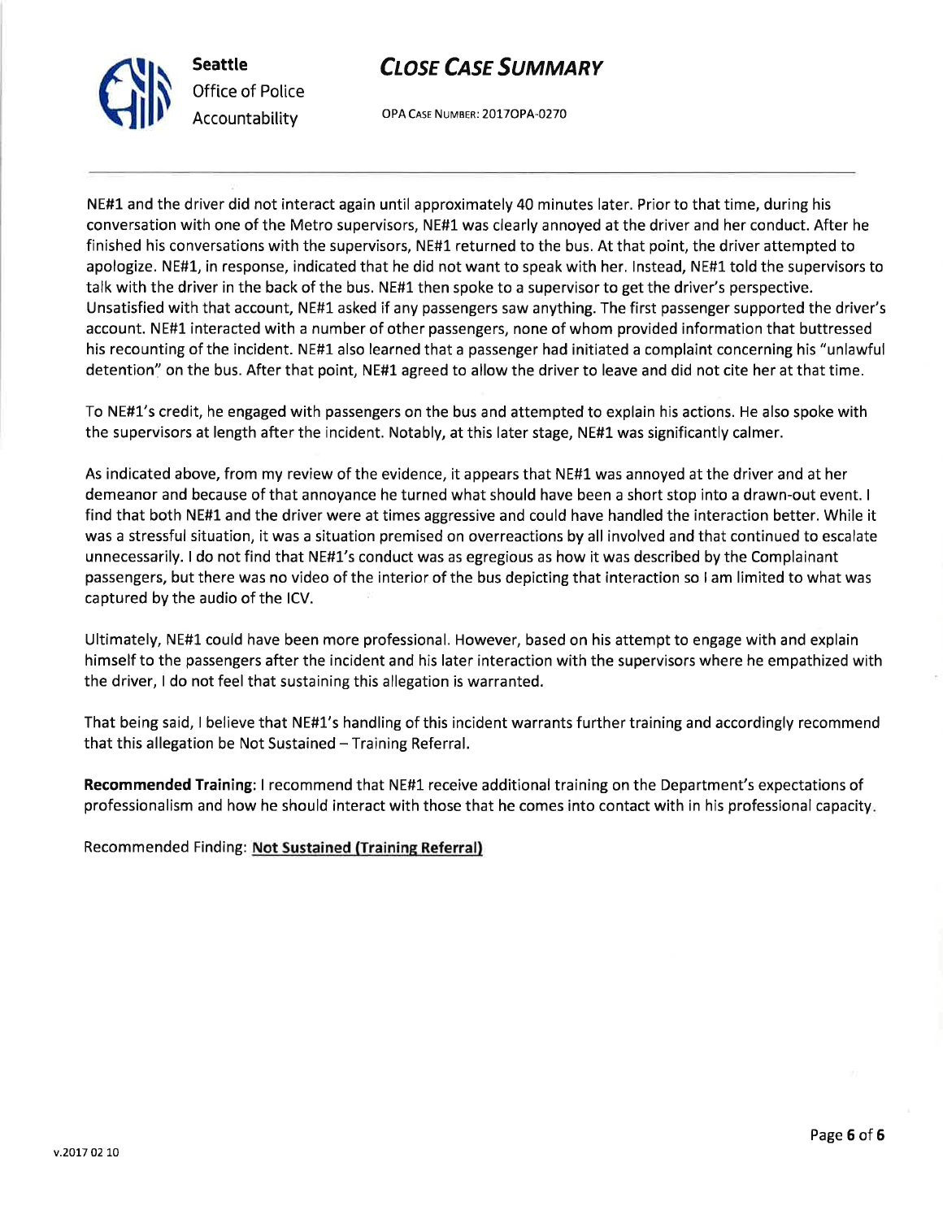NE#1 and the driver did not interact again until approximately 40 minutes later. Prior to that time, during his conversation with one of the Metro supervisors, NE#1 was clearly annoyed at the driver and her conduct. After he finished his conversations with the supervisors, NE#1 returned to the bus. At that point, the driver attempted to apologize. NE#1, in response, indicated that he did not want to speak with her. Instead, NE#1 told the supervisors to talk with the driver in the back of the bus. NE#1 then spoke to a supervisor to get the driver's perspective. Unsatisfied with that account, NE#1 asked if any passengers saw anything. The first passenger supported the driver's account. NE#1 interacted with a number of other passengers, none of whom provided information that buttressed his recounting of the incident. NE#1 also learned that a passenger had initiated a complaint concerning his "unlawful detention" on the bus. After that point, NE#1 agreed to allow the driver to leave and did not cite her at that time.

To NE#1's credit, he engaged with passengers on the bus and attempted to explain his actions. He also spoke with the supervisors at length after the incident. Notably, at this later stage, NE#1 was significantly calmer.

As indicated above, from my review of the evidence, it appears that NE#1 was annoyed at the driver and at her demeanor and because of that annoyance he turned what should have been a short stop into a drawn-out event. I find that both NE#1 and the driver were at times aggressive and could have handled the interaction better. While it was a stressful situation, it was a situation premised on overreactions by all involved and that continued to escalate unnecessarily. I do not find that NE#1's conduct was as egregious as how it was described by the Complainant passengers, but there was no video of the interior of the bus depicting that interaction so I am limited to what was captured by the audio of the ICV.

Ultimately, NE#1 could have been more professional. However, based on his attempt to engage with and explain himself to the passengers after the incident and his later interaction with the supervisors where he empathized with the driver, I do not feel that sustaining this allegation is warranted.

That being said, I believe that NE#1's handling of this incident warrants further training and accordingly recommend that this allegation be Not Sustained – Training Referral.

**Recommended Training**: I recommend that NE#1 receive additional training on the Department's expectations of professionalism and how he should interact with those that he comes into contact with in his professional capacity.

Recommended Finding: **Not Sustained (Training Referral)**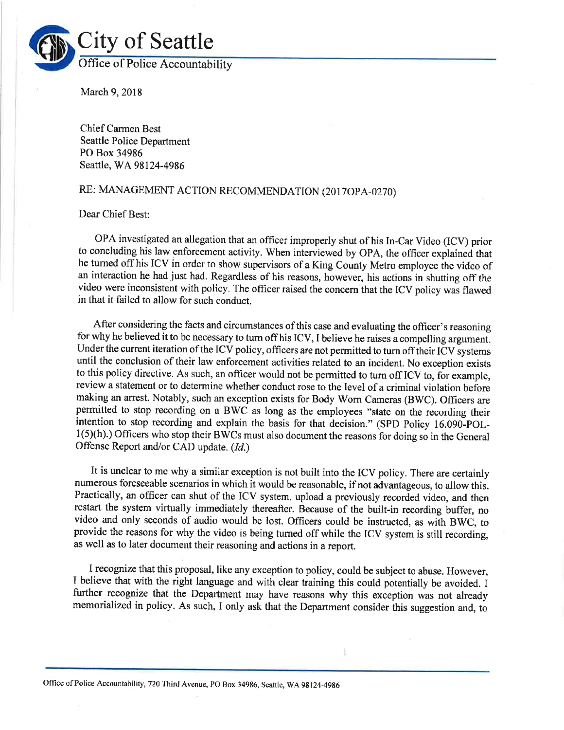# City of Seattle

## Office of Police Accountability

March 9, 2018

Chief Carmen Best
Seattle Police Department
PO Box 34986
Seattle, WA 98124-4986

RE: MANAGEMENT ACTION RECOMMENDATION (2017OPA-0270)

Dear Chief Best:

OPA investigated an allegation that an officer improperly shut of his In-Car Video (ICV) prior to concluding his law enforcement activity. When interviewed by OPA, the officer explained that he turned off his ICV in order to show supervisors of a King County Metro employee the video of an interaction he had just had. Regardless of his reasons, however, his actions in shutting off the video were inconsistent with policy. The officer raised the concern that the ICV policy was flawed in that it failed to allow for such conduct.

After considering the facts and circumstances of this case and evaluating the officer's reasoning for why he believed it to be necessary to turn off his ICV, I believe he raises a compelling argument. Under the current iteration of the ICV policy, officers are not permitted to turn off their ICV systems until the conclusion of their law enforcement activities related to an incident. No exception exists to this policy directive. As such, an officer would not be permitted to turn off ICV to, for example, review a statement or to determine whether conduct rose to the level of a criminal violation before making an arrest. Notably, such an exception exists for Body Worn Cameras (BWC). Officers are permitted to stop recording on a BWC as long as the employees "state on the recording their intention to stop recording and explain the basis for that decision." (SPD Policy 16.090-POL-1(5)(h).) Officers who stop their BWCs must also document the reasons for doing so in the General Offense Report and/or CAD update. (*Id.*)

It is unclear to me why a similar exception is not built into the ICV policy. There are certainly numerous foreseeable scenarios in which it would be reasonable, if not advantageous, to allow this. Practically, an officer can shut of the ICV system, upload a previously recorded video, and then restart the system virtually immediately thereafter. Because of the built-in recording buffer, no video and only seconds of audio would be lost. Officers could be instructed, as with BWC, to provide the reasons for why the video is being turned off while the ICV system is still recording, as well as to later document their reasoning and actions in a report.

I recognize that this proposal, like any exception to policy, could be subject to abuse. However, I believe that with the right language and with clear training this could potentially be avoided. I further recognize that the Department may have reasons why this exception was not already memorialized in policy. As such, I only ask that the Department consider this suggestion and, to

Office of Police Accountability, 720 Third Avenue, PO Box 34986, Seattle, WA 98124-4986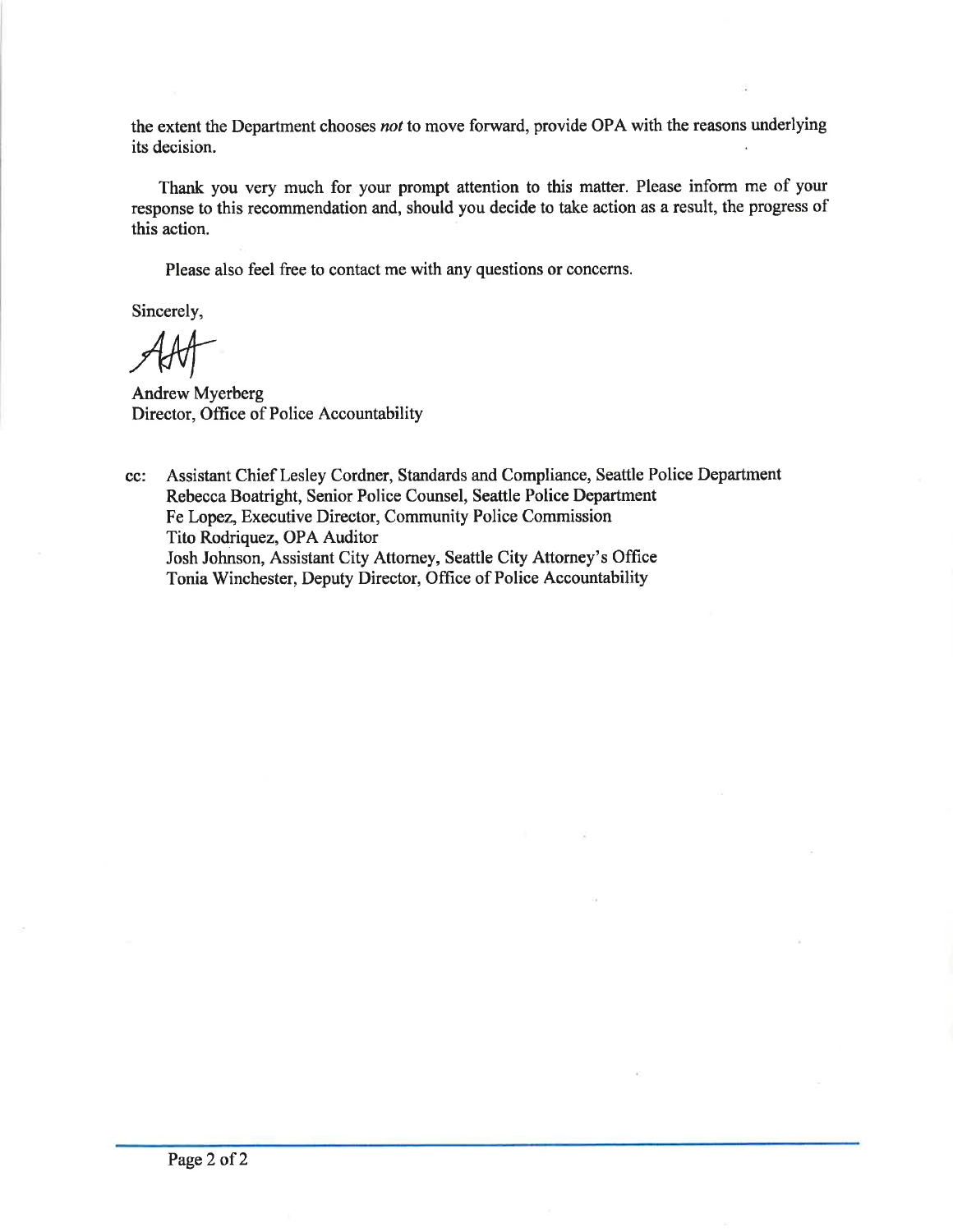the extent the Department chooses *not* to move forward, provide OPA with the reasons underlying its decision.

Thank you very much for your prompt attention to this matter. Please inform me of your response to this recommendation and, should you decide to take action as a result, the progress of this action.

Please also feel free to contact me with any questions or concerns.

Sincerely,

Andrew Myerberg
Director, Office of Police Accountability

cc: Assistant Chief Lesley Cordner, Standards and Compliance, Seattle Police Department
Rebecca Boatright, Senior Police Counsel, Seattle Police Department
Fe Lopez, Executive Director, Community Police Commission
Tito Rodriquez, OPA Auditor
Josh Johnson, Assistant City Attorney, Seattle City Attorney's Office
Tonia Winchester, Deputy Director, Office of Police Accountability